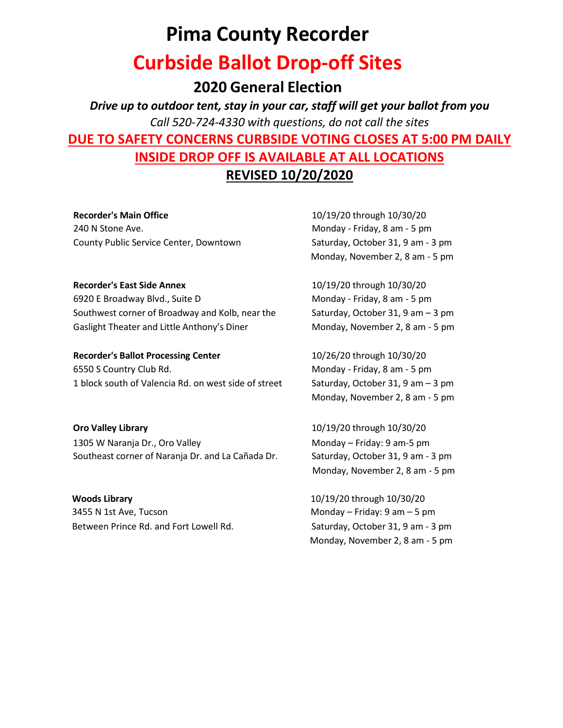# Pima County Recorder

# Curbside Ballot Drop-off Sites

## 2020 General Election

***Drive up to outdoor tent, stay in your car, staff will get your ballot from you***

*Call 520-724-4330 with questions, do not call the sites*

**DUE TO SAFETY CONCERNS CURBSIDE VOTING CLOSES AT 5:00 PM DAILY**

**INSIDE DROP OFF IS AVAILABLE AT ALL LOCATIONS**

**REVISED 10/20/2020**

**Recorder's Main Office**
240 N Stone Ave.
County Public Service Center, Downtown

10/19/20 through 10/30/20
Monday - Friday, 8 am - 5 pm
Saturday, October 31, 9 am - 3 pm
Monday, November 2, 8 am - 5 pm

**Recorder's East Side Annex**
6920 E Broadway Blvd., Suite D
Southwest corner of Broadway and Kolb, near the Gaslight Theater and Little Anthony's Diner

10/19/20 through 10/30/20
Monday - Friday, 8 am - 5 pm
Saturday, October 31, 9 am – 3 pm
Monday, November 2, 8 am - 5 pm

**Recorder's Ballot Processing Center**
6550 S Country Club Rd.
1 block south of Valencia Rd. on west side of street

10/26/20 through 10/30/20
Monday - Friday, 8 am - 5 pm
Saturday, October 31, 9 am – 3 pm
Monday, November 2, 8 am - 5 pm

**Oro Valley Library**
1305 W Naranja Dr., Oro Valley
Southeast corner of Naranja Dr. and La Cañada Dr.

10/19/20 through 10/30/20
Monday – Friday: 9 am-5 pm
Saturday, October 31, 9 am - 3 pm
Monday, November 2, 8 am - 5 pm

**Woods Library**
3455 N 1st Ave, Tucson
Between Prince Rd. and Fort Lowell Rd.

10/19/20 through 10/30/20
Monday – Friday: 9 am – 5 pm
Saturday, October 31, 9 am - 3 pm
Monday, November 2, 8 am - 5 pm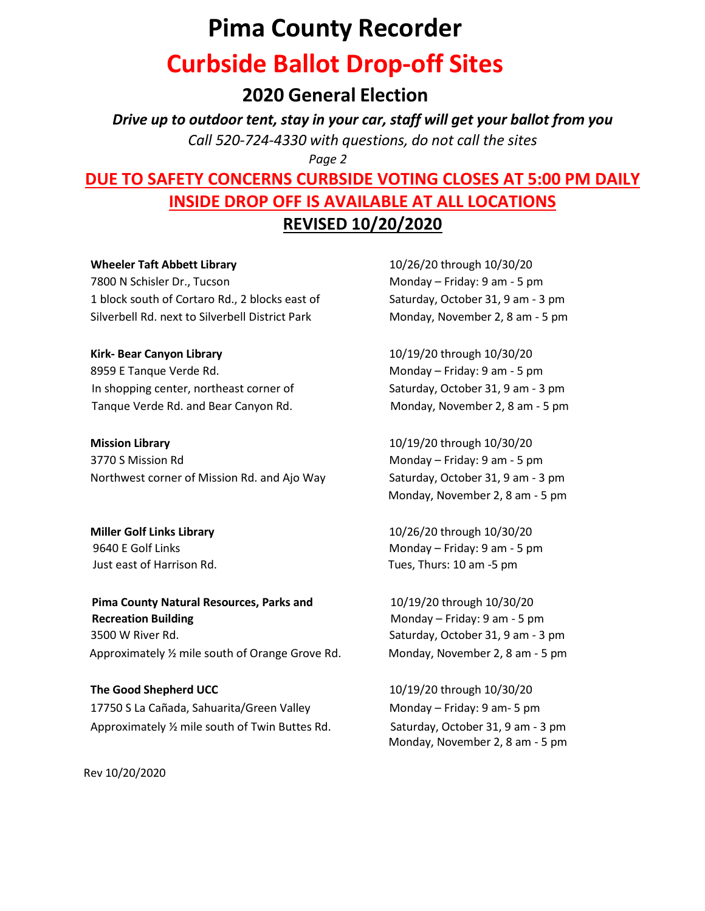# Pima County Recorder

# Curbside Ballot Drop-off Sites

## 2020 General Election

***Drive up to outdoor tent, stay in your car, staff will get your ballot from you***

*Call 520-724-4330 with questions, do not call the sites*

*Page 2*

**DUE TO SAFETY CONCERNS CURBSIDE VOTING CLOSES AT 5:00 PM DAILY**

**INSIDE DROP OFF IS AVAILABLE AT ALL LOCATIONS**

**REVISED 10/20/2020**

**Wheeler Taft Abbett Library**
7800 N Schisler Dr., Tucson
1 block south of Cortaro Rd., 2 blocks east of Silverbell Rd. next to Silverbell District Park

10/26/20 through 10/30/20
Monday – Friday: 9 am - 5 pm
Saturday, October 31, 9 am - 3 pm
Monday, November 2, 8 am - 5 pm

**Kirk- Bear Canyon Library**
8959 E Tanque Verde Rd.
In shopping center, northeast corner of Tanque Verde Rd. and Bear Canyon Rd.

10/19/20 through 10/30/20
Monday – Friday: 9 am - 5 pm
Saturday, October 31, 9 am - 3 pm
Monday, November 2, 8 am - 5 pm

**Mission Library**
3770 S Mission Rd
Northwest corner of Mission Rd. and Ajo Way

10/19/20 through 10/30/20
Monday – Friday: 9 am - 5 pm
Saturday, October 31, 9 am - 3 pm
Monday, November 2, 8 am - 5 pm

**Miller Golf Links Library**
9640 E Golf Links
Just east of Harrison Rd.

10/26/20 through 10/30/20
Monday – Friday: 9 am - 5 pm
Tues, Thurs: 10 am -5 pm

**Pima County Natural Resources, Parks and Recreation Building**
3500 W River Rd.
Approximately ½ mile south of Orange Grove Rd.

10/19/20 through 10/30/20
Monday – Friday: 9 am - 5 pm
Saturday, October 31, 9 am - 3 pm
Monday, November 2, 8 am - 5 pm

**The Good Shepherd UCC**
17750 S La Cañada, Sahuarita/Green Valley
Approximately ½ mile south of Twin Buttes Rd.

10/19/20 through 10/30/20
Monday – Friday: 9 am- 5 pm
Saturday, October 31, 9 am - 3 pm
Monday, November 2, 8 am - 5 pm

Rev 10/20/2020